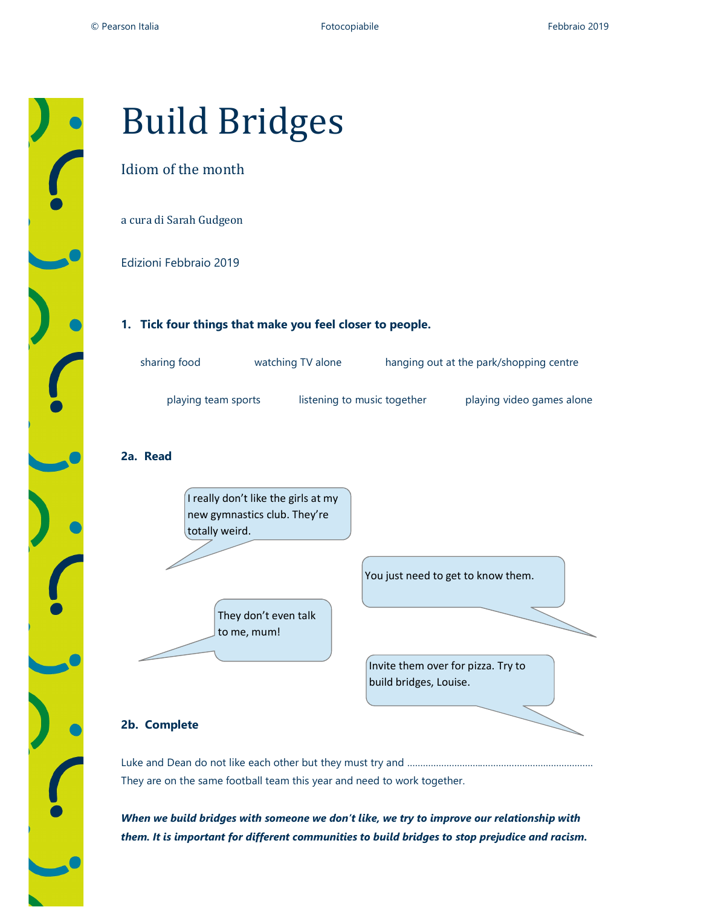# Build Bridges

Idiom of the month

a cura di Sarah Gudgeon

Edizioni Febbraio 2019

**1. Tick four things that make you feel closer to people.**

sharing food    watching TV alone    hanging out at the park/shopping centre

playing team sports    listening to music together    playing video games alone

**2a. Read**

I really don't like the girls at my new gymnastics club. They're totally weird.

You just need to get to know them.

They don't even talk to me, mum!

Invite them over for pizza. Try to build bridges, Louise.

**2b. Complete**

Luke and Dean do not like each other but they must try and ...................................................................... They are on the same football team this year and need to work together.

***When we build bridges with someone we don't like, we try to improve our relationship with them. It is important for different communities to build bridges to stop prejudice and racism.***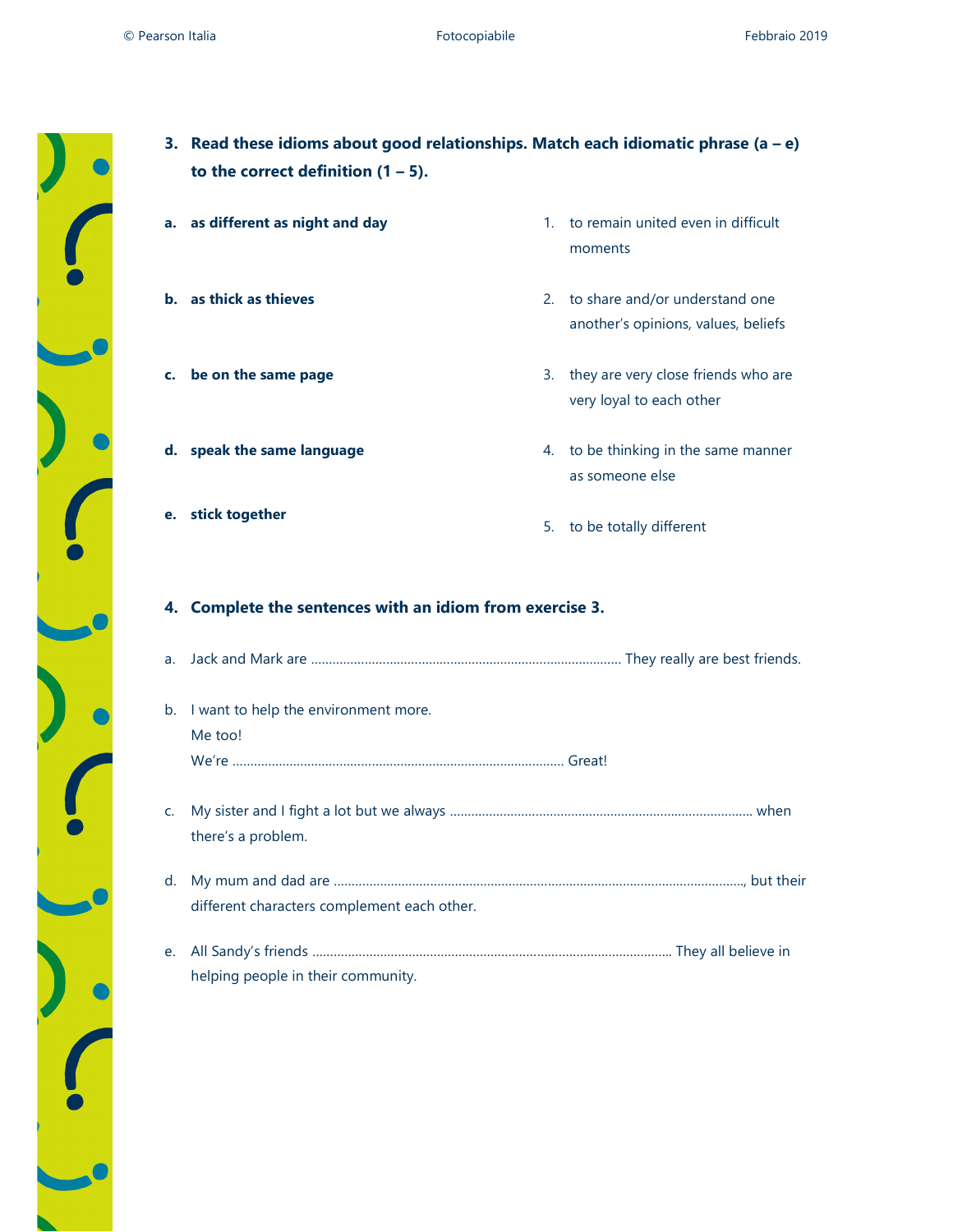**3. Read these idioms about good relationships. Match each idiomatic phrase (a – e) to the correct definition (1 – 5).**

**a. as different as night and day**

**b. as thick as thieves**

**c. be on the same page**

**d. speak the same language**

**e. stick together**

1. to remain united even in difficult moments
2. to share and/or understand one another's opinions, values, beliefs
3. they are very close friends who are very loyal to each other
4. to be thinking in the same manner as someone else
5. to be totally different

**4. Complete the sentences with an idiom from exercise 3.**

a. Jack and Mark are ........................................................................................ They really are best friends.

b. I want to help the environment more.
Me too!
We're ............................................................................................ Great!

c. My sister and I fight a lot but we always .................................................................................... when there's a problem.

d. My mum and dad are ..................................................................................................................., but their different characters complement each other.

e. All Sandy's friends .................................................................................................... They all believe in helping people in their community.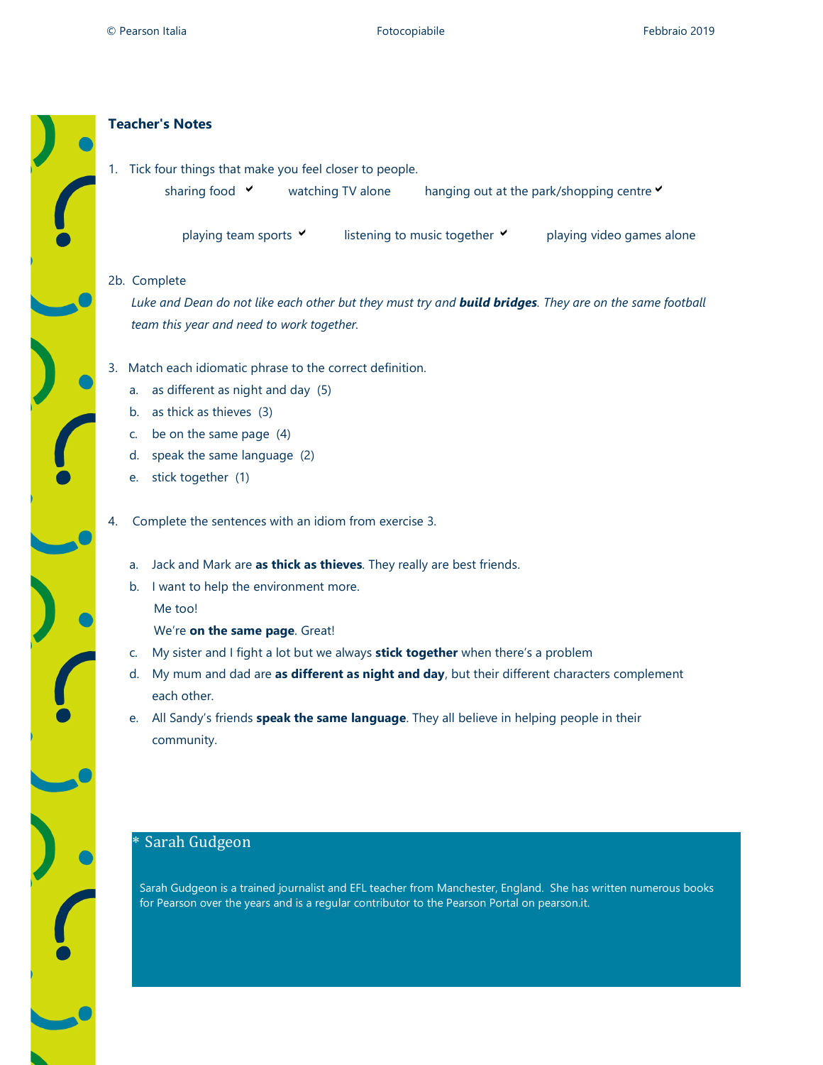## Teacher's Notes

1. Tick four things that make you feel closer to people.

   sharing food ✔ watching TV alone hanging out at the park/shopping centre ✔

   playing team sports ✔ listening to music together ✔ playing video games alone

2b. Complete

*Luke and Dean do not like each other but they must try and **build bridges**. They are on the same football team this year and need to work together.*

3. Match each idiomatic phrase to the correct definition.
   a. as different as night and day (5)
   b. as thick as thieves (3)
   c. be on the same page (4)
   d. speak the same language (2)
   e. stick together (1)

4. Complete the sentences with an idiom from exercise 3.

   a. Jack and Mark are **as thick as thieves**. They really are best friends.
   b. I want to help the environment more.
      Me too!
      We're **on the same page**. Great!
   c. My sister and I fight a lot but we always **stick together** when there's a problem
   d. My mum and dad are **as different as night and day**, but their different characters complement each other.
   e. All Sandy's friends **speak the same language**. They all believe in helping people in their community.

\* Sarah Gudgeon

Sarah Gudgeon is a trained journalist and EFL teacher from Manchester, England. She has written numerous books for Pearson over the years and is a regular contributor to the Pearson Portal on pearson.it.